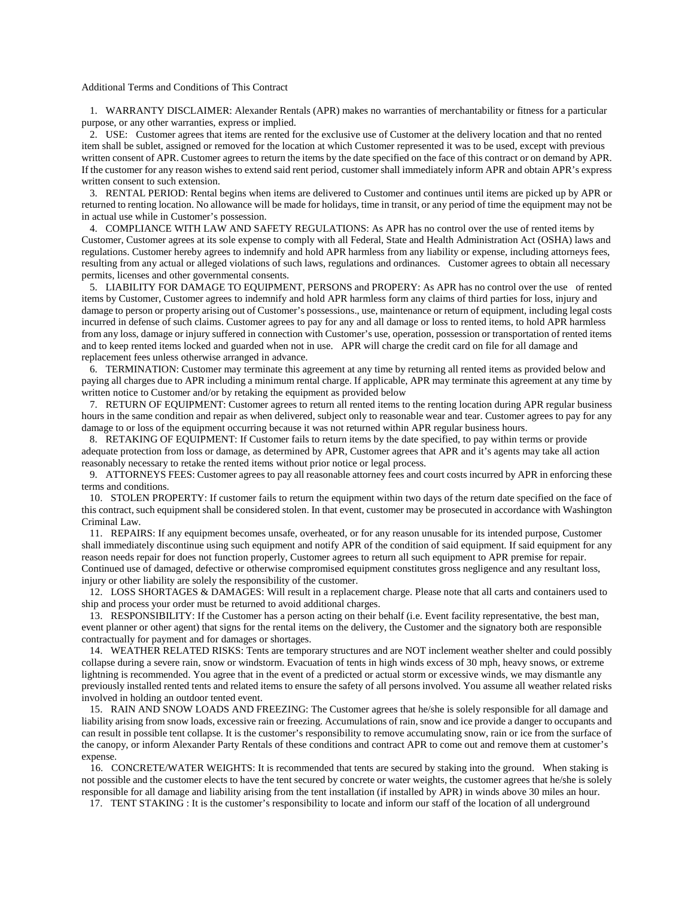Additional Terms and Conditions of This Contract

1. WARRANTY DISCLAIMER: Alexander Rentals (APR) makes no warranties of merchantability or fitness for a particular purpose, or any other warranties, express or implied.
2. USE: Customer agrees that items are rented for the exclusive use of Customer at the delivery location and that no rented item shall be sublet, assigned or removed for the location at which Customer represented it was to be used, except with previous written consent of APR. Customer agrees to return the items by the date specified on the face of this contract or on demand by APR. If the customer for any reason wishes to extend said rent period, customer shall immediately inform APR and obtain APR's express written consent to such extension.
3. RENTAL PERIOD: Rental begins when items are delivered to Customer and continues until items are picked up by APR or returned to renting location. No allowance will be made for holidays, time in transit, or any period of time the equipment may not be in actual use while in Customer's possession.
4. COMPLIANCE WITH LAW AND SAFETY REGULATIONS: As APR has no control over the use of rented items by Customer, Customer agrees at its sole expense to comply with all Federal, State and Health Administration Act (OSHA) laws and regulations. Customer hereby agrees to indemnify and hold APR harmless from any liability or expense, including attorneys fees, resulting from any actual or alleged violations of such laws, regulations and ordinances. Customer agrees to obtain all necessary permits, licenses and other governmental consents.
5. LIABILITY FOR DAMAGE TO EQUIPMENT, PERSONS and PROPERY: As APR has no control over the use of rented items by Customer, Customer agrees to indemnify and hold APR harmless form any claims of third parties for loss, injury and damage to person or property arising out of Customer's possessions., use, maintenance or return of equipment, including legal costs incurred in defense of such claims. Customer agrees to pay for any and all damage or loss to rented items, to hold APR harmless from any loss, damage or injury suffered in connection with Customer's use, operation, possession or transportation of rented items and to keep rented items locked and guarded when not in use. APR will charge the credit card on file for all damage and replacement fees unless otherwise arranged in advance.
6. TERMINATION: Customer may terminate this agreement at any time by returning all rented items as provided below and paying all charges due to APR including a minimum rental charge. If applicable, APR may terminate this agreement at any time by written notice to Customer and/or by retaking the equipment as provided below
7. RETURN OF EQUIPMENT: Customer agrees to return all rented items to the renting location during APR regular business hours in the same condition and repair as when delivered, subject only to reasonable wear and tear. Customer agrees to pay for any damage to or loss of the equipment occurring because it was not returned within APR regular business hours.
8. RETAKING OF EQUIPMENT: If Customer fails to return items by the date specified, to pay within terms or provide adequate protection from loss or damage, as determined by APR, Customer agrees that APR and it's agents may take all action reasonably necessary to retake the rented items without prior notice or legal process.
9. ATTORNEYS FEES: Customer agrees to pay all reasonable attorney fees and court costs incurred by APR in enforcing these terms and conditions.
10. STOLEN PROPERTY: If customer fails to return the equipment within two days of the return date specified on the face of this contract, such equipment shall be considered stolen. In that event, customer may be prosecuted in accordance with Washington Criminal Law.
11. REPAIRS: If any equipment becomes unsafe, overheated, or for any reason unusable for its intended purpose, Customer shall immediately discontinue using such equipment and notify APR of the condition of said equipment. If said equipment for any reason needs repair for does not function properly, Customer agrees to return all such equipment to APR premise for repair. Continued use of damaged, defective or otherwise compromised equipment constitutes gross negligence and any resultant loss, injury or other liability are solely the responsibility of the customer.
12. LOSS SHORTAGES & DAMAGES: Will result in a replacement charge. Please note that all carts and containers used to ship and process your order must be returned to avoid additional charges.
13. RESPONSIBILITY: If the Customer has a person acting on their behalf (i.e. Event facility representative, the best man, event planner or other agent) that signs for the rental items on the delivery, the Customer and the signatory both are responsible contractually for payment and for damages or shortages.
14. WEATHER RELATED RISKS: Tents are temporary structures and are NOT inclement weather shelter and could possibly collapse during a severe rain, snow or windstorm. Evacuation of tents in high winds excess of 30 mph, heavy snows, or extreme lightning is recommended. You agree that in the event of a predicted or actual storm or excessive winds, we may dismantle any previously installed rented tents and related items to ensure the safety of all persons involved. You assume all weather related risks involved in holding an outdoor tented event.
15. RAIN AND SNOW LOADS AND FREEZING: The Customer agrees that he/she is solely responsible for all damage and liability arising from snow loads, excessive rain or freezing. Accumulations of rain, snow and ice provide a danger to occupants and can result in possible tent collapse. It is the customer's responsibility to remove accumulating snow, rain or ice from the surface of the canopy, or inform Alexander Party Rentals of these conditions and contract APR to come out and remove them at customer's expense.
16. CONCRETE/WATER WEIGHTS: It is recommended that tents are secured by staking into the ground. When staking is not possible and the customer elects to have the tent secured by concrete or water weights, the customer agrees that he/she is solely responsible for all damage and liability arising from the tent installation (if installed by APR) in winds above 30 miles an hour.
17. TENT STAKING : It is the customer's responsibility to locate and inform our staff of the location of all underground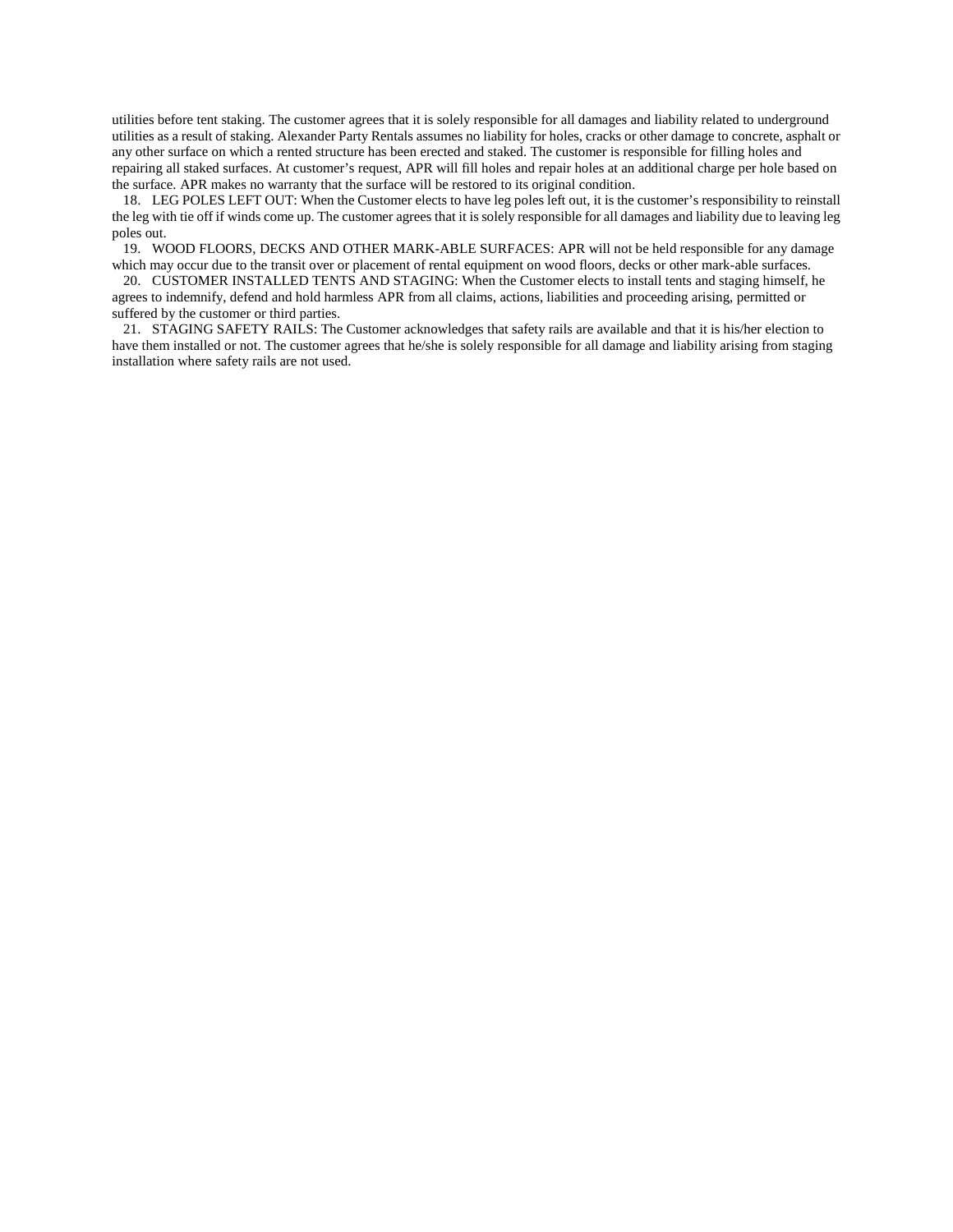utilities before tent staking. The customer agrees that it is solely responsible for all damages and liability related to underground utilities as a result of staking. Alexander Party Rentals assumes no liability for holes, cracks or other damage to concrete, asphalt or any other surface on which a rented structure has been erected and staked. The customer is responsible for filling holes and repairing all staked surfaces. At customer's request, APR will fill holes and repair holes at an additional charge per hole based on the surface. APR makes no warranty that the surface will be restored to its original condition.

18. LEG POLES LEFT OUT: When the Customer elects to have leg poles left out, it is the customer's responsibility to reinstall the leg with tie off if winds come up. The customer agrees that it is solely responsible for all damages and liability due to leaving leg poles out.

19. WOOD FLOORS, DECKS AND OTHER MARK-ABLE SURFACES: APR will not be held responsible for any damage which may occur due to the transit over or placement of rental equipment on wood floors, decks or other mark-able surfaces.

20. CUSTOMER INSTALLED TENTS AND STAGING: When the Customer elects to install tents and staging himself, he agrees to indemnify, defend and hold harmless APR from all claims, actions, liabilities and proceeding arising, permitted or suffered by the customer or third parties.

21. STAGING SAFETY RAILS: The Customer acknowledges that safety rails are available and that it is his/her election to have them installed or not. The customer agrees that he/she is solely responsible for all damage and liability arising from staging installation where safety rails are not used.